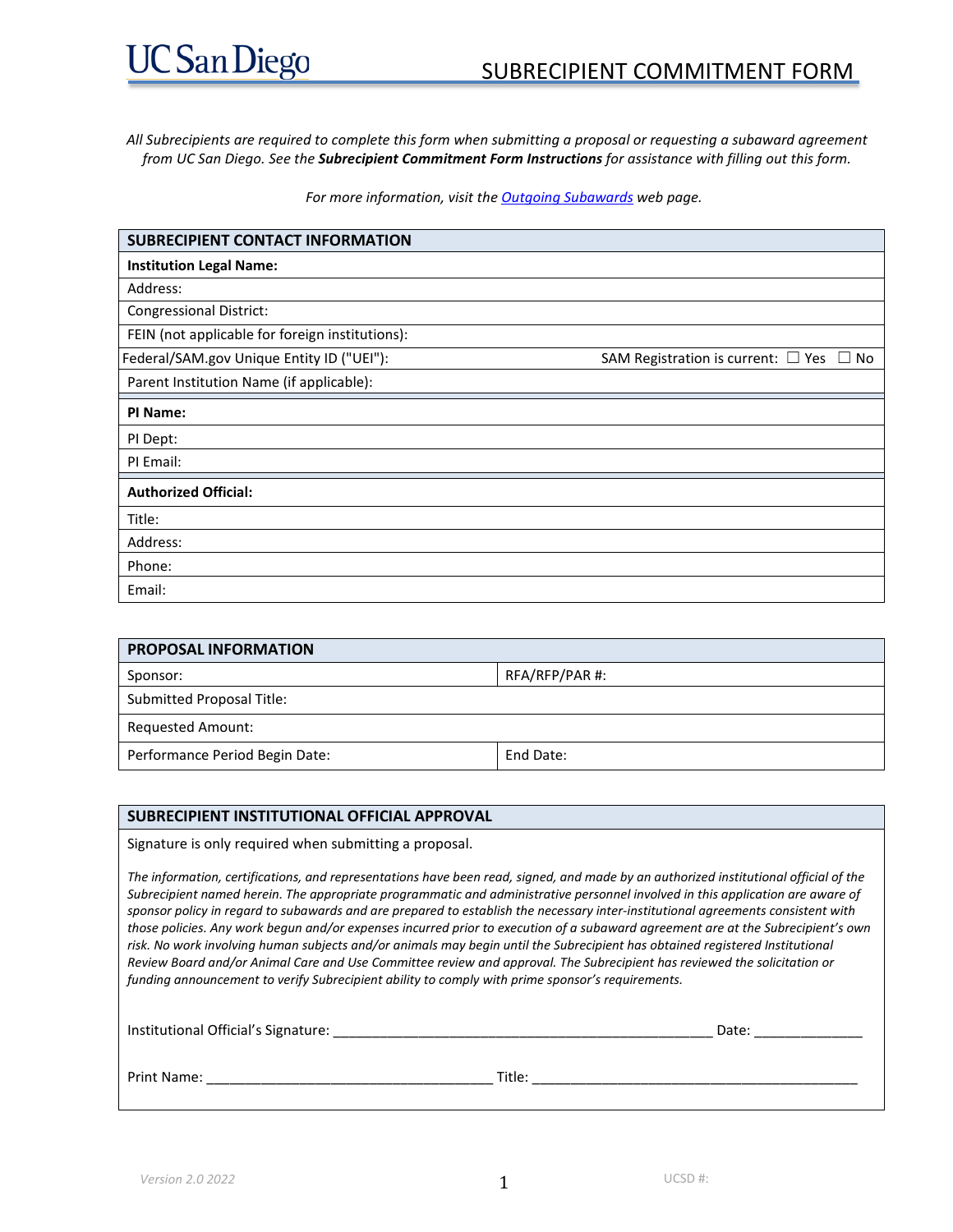UC San Diego

# SUBRECIPIENT COMMITMENT FORM

*All Subrecipients are required to complete this form when submitting a proposal or requesting a subaward agreement from UC San Diego. See the **Subrecipient Commitment Form Instructions** for assistance with filling out this form.*

*For more information, visit the [Outgoing Subawards](#) web page.*

| SUBRECIPIENT CONTACT INFORMATION | |
|---|---|
| **Institution Legal Name:** | |
| Address: | |
| Congressional District: | |
| FEIN (not applicable for foreign institutions): | |
| Federal/SAM.gov Unique Entity ID ("UEI"): | SAM Registration is current: ☐ Yes ☐ No |
| Parent Institution Name (if applicable): | |
| **PI Name:** | |
| PI Dept: | |
| PI Email: | |
| **Authorized Official:** | |
| Title: | |
| Address: | |
| Phone: | |
| Email: | |

| PROPOSAL INFORMATION | |
|---|---|
| Sponsor: | RFA/RFP/PAR #: |
| Submitted Proposal Title: | |
| Requested Amount: | |
| Performance Period Begin Date: | End Date: |

## SUBRECIPIENT INSTITUTIONAL OFFICIAL APPROVAL

Signature is only required when submitting a proposal.

*The information, certifications, and representations have been read, signed, and made by an authorized institutional official of the Subrecipient named herein. The appropriate programmatic and administrative personnel involved in this application are aware of sponsor policy in regard to subawards and are prepared to establish the necessary inter-institutional agreements consistent with those policies. Any work begun and/or expenses incurred prior to execution of a subaward agreement are at the Subrecipient's own risk. No work involving human subjects and/or animals may begin until the Subrecipient has obtained registered Institutional Review Board and/or Animal Care and Use Committee review and approval. The Subrecipient has reviewed the solicitation or funding announcement to verify Subrecipient ability to comply with prime sponsor's requirements.*

Institutional Official's Signature: ________________________________________________ Date: ______________

Print Name: ____________________________________ Title: __________________________________________

Version 2.0 2022

UCSD #: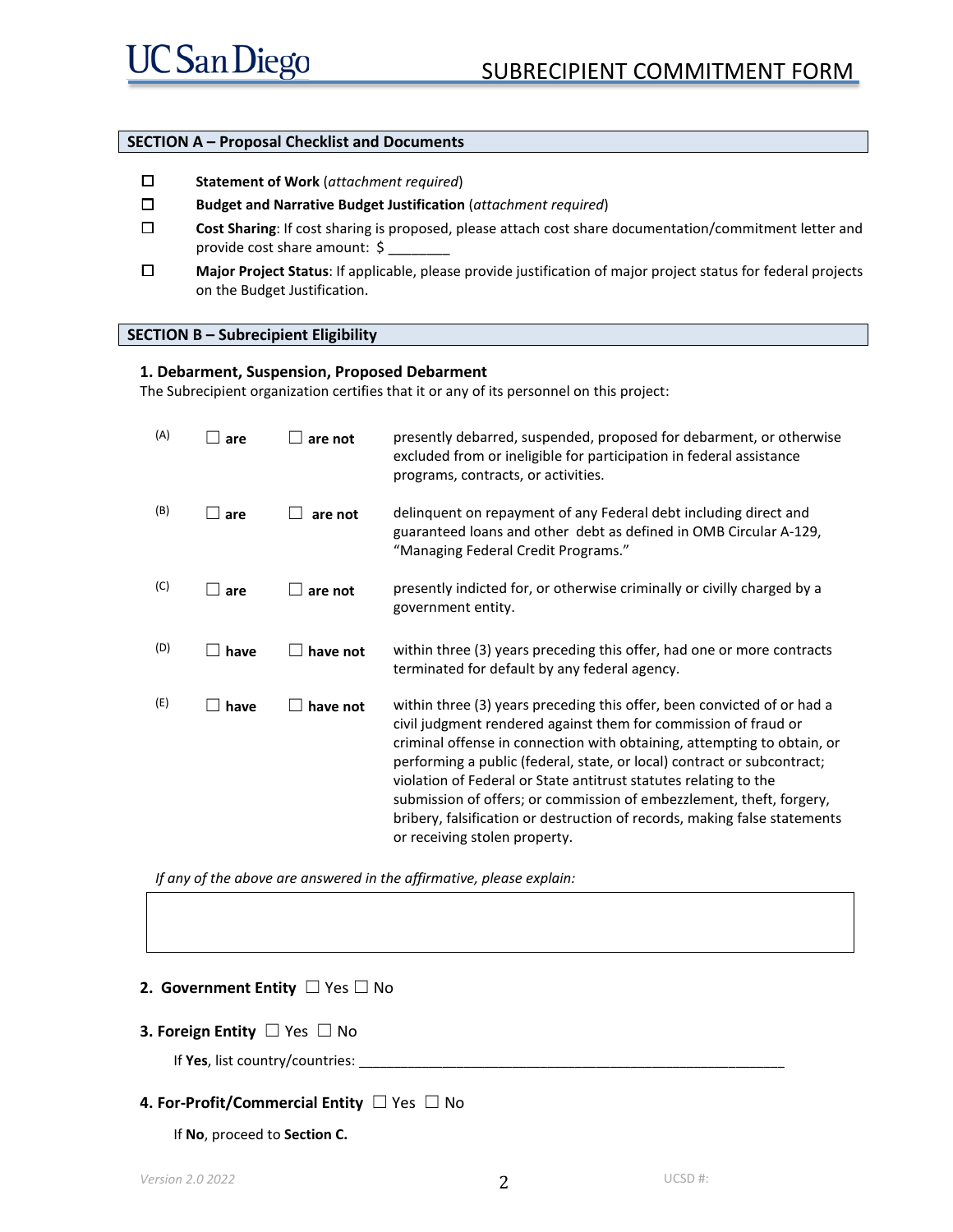## SECTION A – Proposal Checklist and Documents

- ☐ **Statement of Work** (*attachment required*)
- ☐ **Budget and Narrative Budget Justification** (*attachment required*)
- ☐ **Cost Sharing**: If cost sharing is proposed, please attach cost share documentation/commitment letter and provide cost share amount: $ ________
- ☐ **Major Project Status**: If applicable, please provide justification of major project status for federal projects on the Budget Justification.

## SECTION B – Subrecipient Eligibility

### 1. Debarment, Suspension, Proposed Debarment

The Subrecipient organization certifies that it or any of its personnel on this project:

| | | | |
|---|---|---|---|
| (A) | ☐ **are** | ☐ **are not** | presently debarred, suspended, proposed for debarment, or otherwise excluded from or ineligible for participation in federal assistance programs, contracts, or activities. |
| (B) | ☐ **are** | ☐ **are not** | delinquent on repayment of any Federal debt including direct and guaranteed loans and other debt as defined in OMB Circular A-129, "Managing Federal Credit Programs." |
| (C) | ☐ **are** | ☐ **are not** | presently indicted for, or otherwise criminally or civilly charged by a government entity. |
| (D) | ☐ **have** | ☐ **have not** | within three (3) years preceding this offer, had one or more contracts terminated for default by any federal agency. |
| (E) | ☐ **have** | ☐ **have not** | within three (3) years preceding this offer, been convicted of or had a civil judgment rendered against them for commission of fraud or criminal offense in connection with obtaining, attempting to obtain, or performing a public (federal, state, or local) contract or subcontract; violation of Federal or State antitrust statutes relating to the submission of offers; or commission of embezzlement, theft, forgery, bribery, falsification or destruction of records, making false statements or receiving stolen property. |

*If any of the above are answered in the affirmative, please explain:*

| |
|---|
| |

**2. Government Entity** ☐ Yes ☐ No

**3. Foreign Entity** ☐ Yes ☐ No

If **Yes**, list country/countries: ______________________________________________________

**4. For-Profit/Commercial Entity** ☐ Yes ☐ No

If **No**, proceed to **Section C.**

Version 2.0 2022 UCSD #: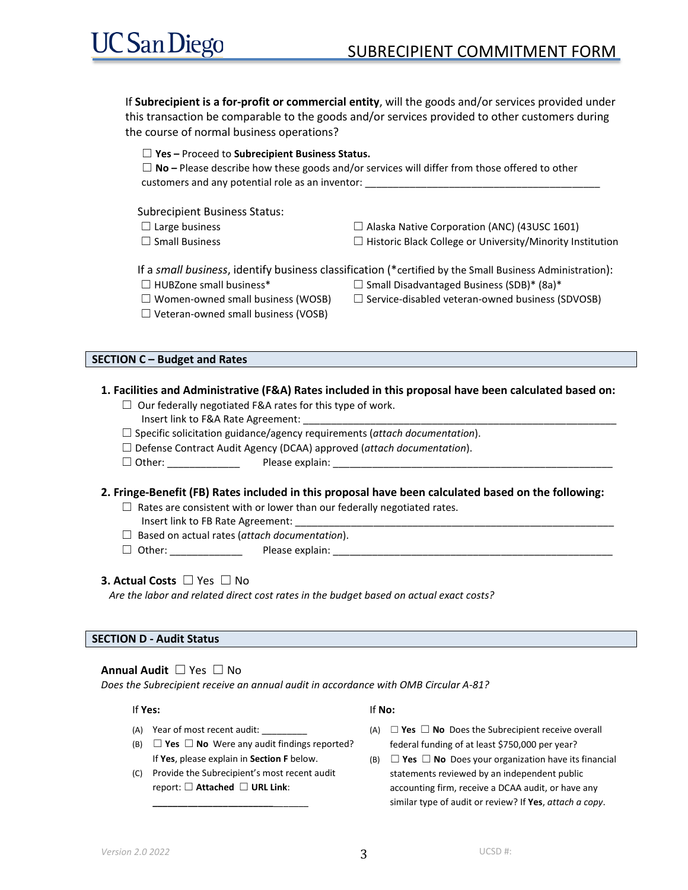If **Subrecipient is a for-profit or commercial entity**, will the goods and/or services provided under this transaction be comparable to the goods and/or services provided to other customers during the course of normal business operations?

☐ **Yes –** Proceed to **Subrecipient Business Status.**
☐ **No –** Please describe how these goods and/or services will differ from those offered to other customers and any potential role as an inventor: ___________________________________________

Subrecipient Business Status:

☐ Large business
☐ Small Business
☐ Alaska Native Corporation (ANC) (43USC 1601)
☐ Historic Black College or University/Minority Institution

If a *small business*, identify business classification (*certified by the Small Business Administration):

☐ HUBZone small business*
☐ Women-owned small business (WOSB)
☐ Veteran-owned small business (VOSB)
☐ Small Disadvantaged Business (SDB)* (8a)*
☐ Service-disabled veteran-owned business (SDVOSB)

## SECTION C – Budget and Rates

**1. Facilities and Administrative (F&A) Rates included in this proposal have been calculated based on:**

☐ Our federally negotiated F&A rates for this type of work.
Insert link to F&A Rate Agreement: ___________________________________________________________
☐ Specific solicitation guidance/agency requirements (*attach documentation*).
☐ Defense Contract Audit Agency (DCAA) approved (*attach documentation*).
☐ Other: _____________ Please explain: ____________________________________________________

**2. Fringe-Benefit (FB) Rates included in this proposal have been calculated based on the following:**

☐ Rates are consistent with or lower than our federally negotiated rates.
Insert link to FB Rate Agreement: ____________________________________________________________
☐ Based on actual rates (*attach documentation*).
☐ Other: _____________ Please explain: ____________________________________________________

**3. Actual Costs** ☐ Yes ☐ No
*Are the labor and related direct cost rates in the budget based on actual exact costs?*

## SECTION D - Audit Status

**Annual Audit** ☐ Yes ☐ No
*Does the Subrecipient receive an annual audit in accordance with OMB Circular A-81?*

If **Yes:**

(A) Year of most recent audit: _________
(B) ☐ **Yes** ☐ **No** Were any audit findings reported? If **Yes**, please explain in **Section F** below.
(C) Provide the Subrecipient's most recent audit report: ☐ **Attached** ☐ **URL Link**: _______________________________

If **No:**

(A) ☐ **Yes** ☐ **No** Does the Subrecipient receive overall federal funding of at least $750,000 per year?
(B) ☐ **Yes** ☐ **No** Does your organization have its financial statements reviewed by an independent public accounting firm, receive a DCAA audit, or have any similar type of audit or review? If **Yes**, *attach a copy*.

Version 2.0 2022 UCSD #: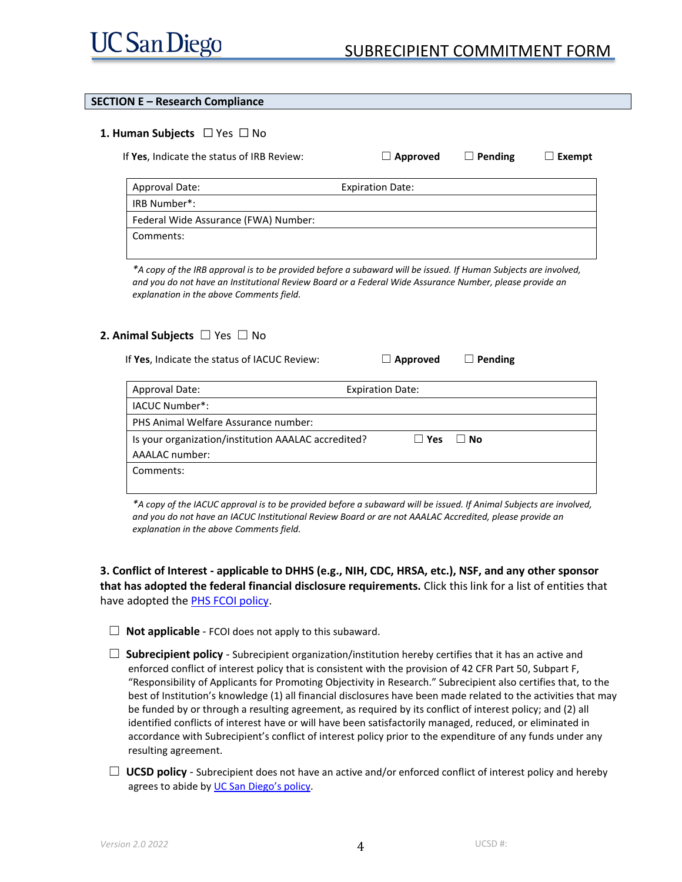## SECTION E – Research Compliance

**1. Human Subjects** ☐ Yes ☐ No

If **Yes**, Indicate the status of IRB Review: ☐ **Approved** ☐ **Pending** ☐ **Exempt**

| Approval Date: | Expiration Date: |
|---|---|
| IRB Number*: | |
| Federal Wide Assurance (FWA) Number: | |
| Comments: | |

*\*A copy of the IRB approval is to be provided before a subaward will be issued. If Human Subjects are involved, and you do not have an Institutional Review Board or a Federal Wide Assurance Number, please provide an explanation in the above Comments field.*

**2. Animal Subjects** ☐ Yes ☐ No

If **Yes**, Indicate the status of IACUC Review: ☐ **Approved** ☐ **Pending**

| Approval Date: | Expiration Date: |
|---|---|
| IACUC Number*: | |
| PHS Animal Welfare Assurance number: | |
| Is your organization/institution AAALAC accredited? AAALAC number: | ☐ **Yes** ☐ **No** |
| Comments: | |

*\*A copy of the IACUC approval is to be provided before a subaward will be issued. If Animal Subjects are involved, and you do not have an IACUC Institutional Review Board or are not AAALAC Accredited, please provide an explanation in the above Comments field.*

**3. Conflict of Interest - applicable to DHHS (e.g., NIH, CDC, HRSA, etc.), NSF, and any other sponsor that has adopted the federal financial disclosure requirements.** Click this link for a list of entities that have adopted the PHS FCOI policy.

☐ **Not applicable** - FCOI does not apply to this subaward.

☐ **Subrecipient policy** - Subrecipient organization/institution hereby certifies that it has an active and enforced conflict of interest policy that is consistent with the provision of 42 CFR Part 50, Subpart F, "Responsibility of Applicants for Promoting Objectivity in Research." Subrecipient also certifies that, to the best of Institution's knowledge (1) all financial disclosures have been made related to the activities that may be funded by or through a resulting agreement, as required by its conflict of interest policy; and (2) all identified conflicts of interest have or will have been satisfactorily managed, reduced, or eliminated in accordance with Subrecipient's conflict of interest policy prior to the expenditure of any funds under any resulting agreement.

☐ **UCSD policy** - Subrecipient does not have an active and/or enforced conflict of interest policy and hereby agrees to abide by UC San Diego's policy.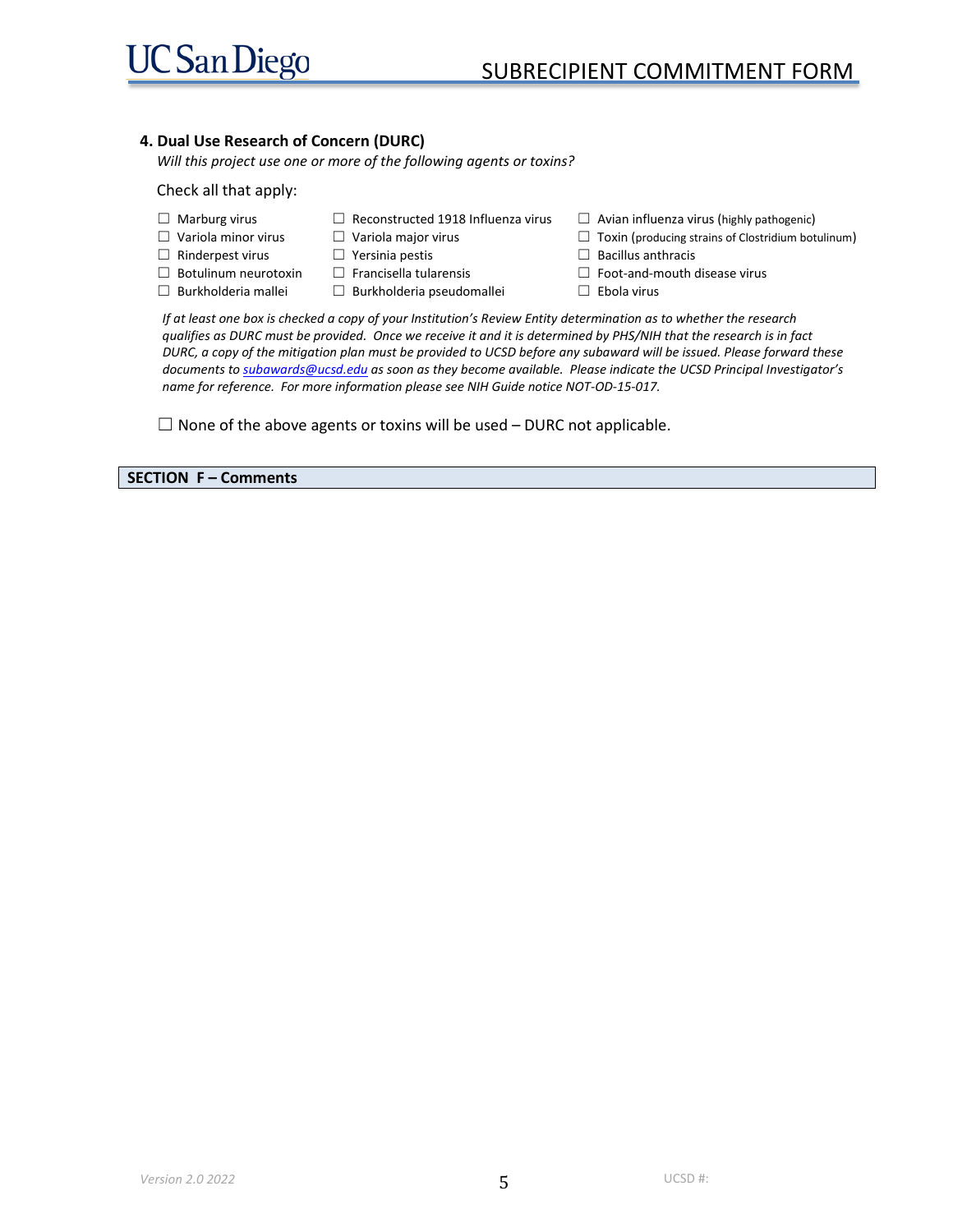### 4. Dual Use Research of Concern (DURC)

*Will this project use one or more of the following agents or toxins?*

Check all that apply:

- ☐ Marburg virus
- ☐ Variola minor virus
- ☐ Rinderpest virus
- ☐ Botulinum neurotoxin
- ☐ Burkholderia mallei
- ☐ Reconstructed 1918 Influenza virus
- ☐ Variola major virus
- ☐ Yersinia pestis
- ☐ Francisella tularensis
- ☐ Burkholderia pseudomallei
- ☐ Avian influenza virus (highly pathogenic)
- ☐ Toxin (producing strains of Clostridium botulinum)
- ☐ Bacillus anthracis
- ☐ Foot-and-mouth disease virus
- ☐ Ebola virus

*If at least one box is checked a copy of your Institution's Review Entity determination as to whether the research qualifies as DURC must be provided. Once we receive it and it is determined by PHS/NIH that the research is in fact DURC, a copy of the mitigation plan must be provided to UCSD before any subaward will be issued. Please forward these documents to subawards@ucsd.edu as soon as they become available. Please indicate the UCSD Principal Investigator's name for reference. For more information please see NIH Guide notice NOT-OD-15-017.*

☐ None of the above agents or toxins will be used – DURC not applicable.

## SECTION F – Comments

UCSD #: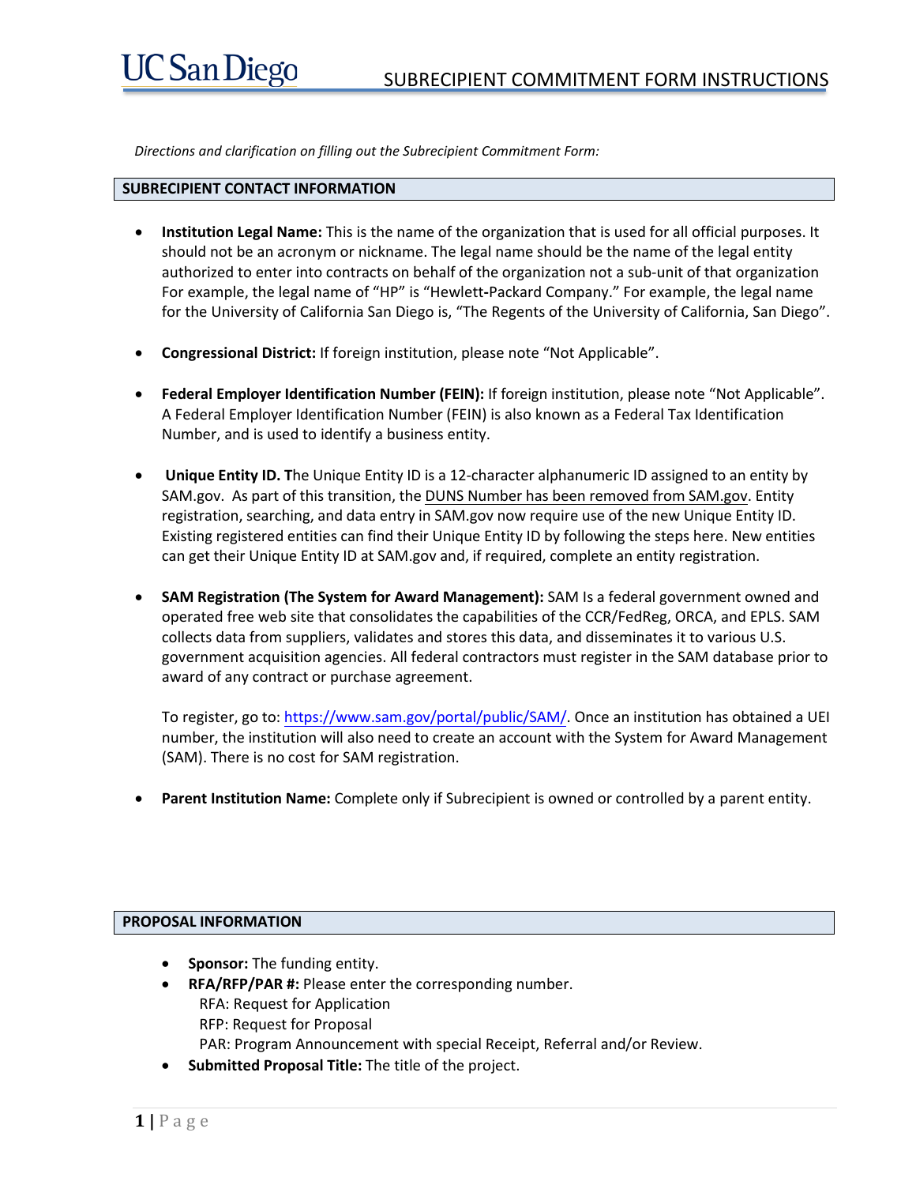*Directions and clarification on filling out the Subrecipient Commitment Form:*

## SUBRECIPIENT CONTACT INFORMATION

- **Institution Legal Name:** This is the name of the organization that is used for all official purposes. It should not be an acronym or nickname. The legal name should be the name of the legal entity authorized to enter into contracts on behalf of the organization not a sub-unit of that organization For example, the legal name of "HP" is "Hewlett-Packard Company." For example, the legal name for the University of California San Diego is, "The Regents of the University of California, San Diego".

- **Congressional District:** If foreign institution, please note "Not Applicable".

- **Federal Employer Identification Number (FEIN):** If foreign institution, please note "Not Applicable". A Federal Employer Identification Number (FEIN) is also known as a Federal Tax Identification Number, and is used to identify a business entity.

- **Unique Entity ID. T**he Unique Entity ID is a 12-character alphanumeric ID assigned to an entity by SAM.gov. As part of this transition, the DUNS Number has been removed from SAM.gov. Entity registration, searching, and data entry in SAM.gov now require use of the new Unique Entity ID. Existing registered entities can find their Unique Entity ID by following the steps here. New entities can get their Unique Entity ID at SAM.gov and, if required, complete an entity registration.

- **SAM Registration (The System for Award Management):** SAM Is a federal government owned and operated free web site that consolidates the capabilities of the CCR/FedReg, ORCA, and EPLS. SAM collects data from suppliers, validates and stores this data, and disseminates it to various U.S. government acquisition agencies. All federal contractors must register in the SAM database prior to award of any contract or purchase agreement.

  To register, go to: https://www.sam.gov/portal/public/SAM/. Once an institution has obtained a UEI number, the institution will also need to create an account with the System for Award Management (SAM). There is no cost for SAM registration.

- **Parent Institution Name:** Complete only if Subrecipient is owned or controlled by a parent entity.

## PROPOSAL INFORMATION

- **Sponsor:** The funding entity.
- **RFA/RFP/PAR #:** Please enter the corresponding number.
  RFA: Request for Application
  RFP: Request for Proposal
  PAR: Program Announcement with special Receipt, Referral and/or Review.
- **Submitted Proposal Title:** The title of the project.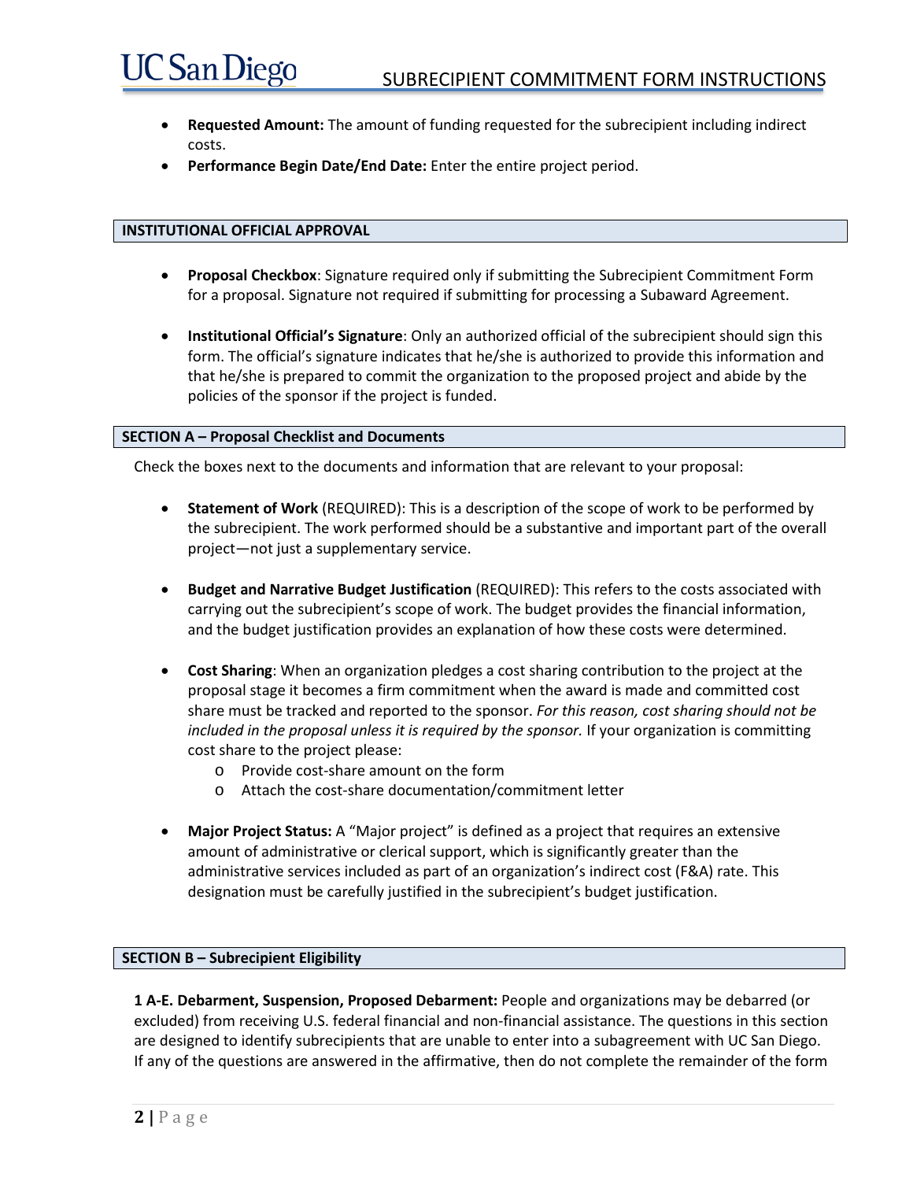- **Requested Amount:** The amount of funding requested for the subrecipient including indirect costs.
- **Performance Begin Date/End Date:** Enter the entire project period.

## INSTITUTIONAL OFFICIAL APPROVAL

- **Proposal Checkbox**: Signature required only if submitting the Subrecipient Commitment Form for a proposal. Signature not required if submitting for processing a Subaward Agreement.

- **Institutional Official's Signature**: Only an authorized official of the subrecipient should sign this form. The official's signature indicates that he/she is authorized to provide this information and that he/she is prepared to commit the organization to the proposed project and abide by the policies of the sponsor if the project is funded.

## SECTION A – Proposal Checklist and Documents

Check the boxes next to the documents and information that are relevant to your proposal:

- **Statement of Work** (REQUIRED): This is a description of the scope of work to be performed by the subrecipient. The work performed should be a substantive and important part of the overall project—not just a supplementary service.

- **Budget and Narrative Budget Justification** (REQUIRED): This refers to the costs associated with carrying out the subrecipient's scope of work. The budget provides the financial information, and the budget justification provides an explanation of how these costs were determined.

- **Cost Sharing**: When an organization pledges a cost sharing contribution to the project at the proposal stage it becomes a firm commitment when the award is made and committed cost share must be tracked and reported to the sponsor. *For this reason, cost sharing should not be included in the proposal unless it is required by the sponsor.* If your organization is committing cost share to the project please:
    - Provide cost-share amount on the form
    - Attach the cost-share documentation/commitment letter

- **Major Project Status:** A "Major project" is defined as a project that requires an extensive amount of administrative or clerical support, which is significantly greater than the administrative services included as part of an organization's indirect cost (F&A) rate. This designation must be carefully justified in the subrecipient's budget justification.

## SECTION B – Subrecipient Eligibility

**1 A-E. Debarment, Suspension, Proposed Debarment:** People and organizations may be debarred (or excluded) from receiving U.S. federal financial and non-financial assistance. The questions in this section are designed to identify subrecipients that are unable to enter into a subagreement with UC San Diego. If any of the questions are answered in the affirmative, then do not complete the remainder of the form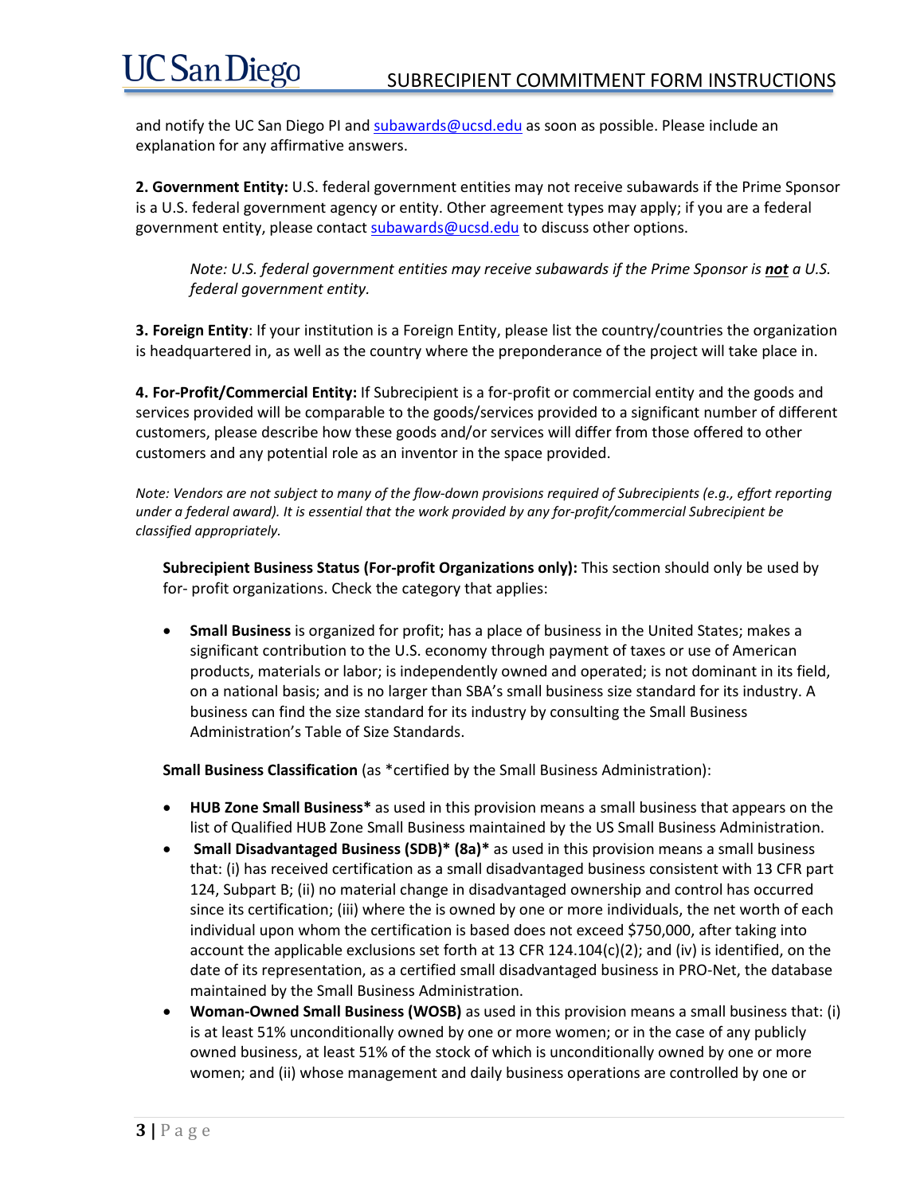and notify the UC San Diego PI and subawards@ucsd.edu as soon as possible. Please include an explanation for any affirmative answers.

**2. Government Entity:** U.S. federal government entities may not receive subawards if the Prime Sponsor is a U.S. federal government agency or entity. Other agreement types may apply; if you are a federal government entity, please contact subawards@ucsd.edu to discuss other options.

> *Note: U.S. federal government entities may receive subawards if the Prime Sponsor is **not** a U.S. federal government entity.*

**3. Foreign Entity**: If your institution is a Foreign Entity, please list the country/countries the organization is headquartered in, as well as the country where the preponderance of the project will take place in.

**4. For-Profit/Commercial Entity:** If Subrecipient is a for-profit or commercial entity and the goods and services provided will be comparable to the goods/services provided to a significant number of different customers, please describe how these goods and/or services will differ from those offered to other customers and any potential role as an inventor in the space provided.

*Note: Vendors are not subject to many of the flow-down provisions required of Subrecipients (e.g., effort reporting under a federal award). It is essential that the work provided by any for-profit/commercial Subrecipient be classified appropriately.*

**Subrecipient Business Status (For-profit Organizations only):** This section should only be used by for- profit organizations. Check the category that applies:

- **Small Business** is organized for profit; has a place of business in the United States; makes a significant contribution to the U.S. economy through payment of taxes or use of American products, materials or labor; is independently owned and operated; is not dominant in its field, on a national basis; and is no larger than SBA's small business size standard for its industry. A business can find the size standard for its industry by consulting the Small Business Administration's Table of Size Standards.

**Small Business Classification** (as *certified by the Small Business Administration):

- **HUB Zone Small Business*** as used in this provision means a small business that appears on the list of Qualified HUB Zone Small Business maintained by the US Small Business Administration.
- **Small Disadvantaged Business (SDB)* (8a)*** as used in this provision means a small business that: (i) has received certification as a small disadvantaged business consistent with 13 CFR part 124, Subpart B; (ii) no material change in disadvantaged ownership and control has occurred since its certification; (iii) where the is owned by one or more individuals, the net worth of each individual upon whom the certification is based does not exceed $750,000, after taking into account the applicable exclusions set forth at 13 CFR 124.104(c)(2); and (iv) is identified, on the date of its representation, as a certified small disadvantaged business in PRO-Net, the database maintained by the Small Business Administration.
- **Woman-Owned Small Business (WOSB)** as used in this provision means a small business that: (i) is at least 51% unconditionally owned by one or more women; or in the case of any publicly owned business, at least 51% of the stock of which is unconditionally owned by one or more women; and (ii) whose management and daily business operations are controlled by one or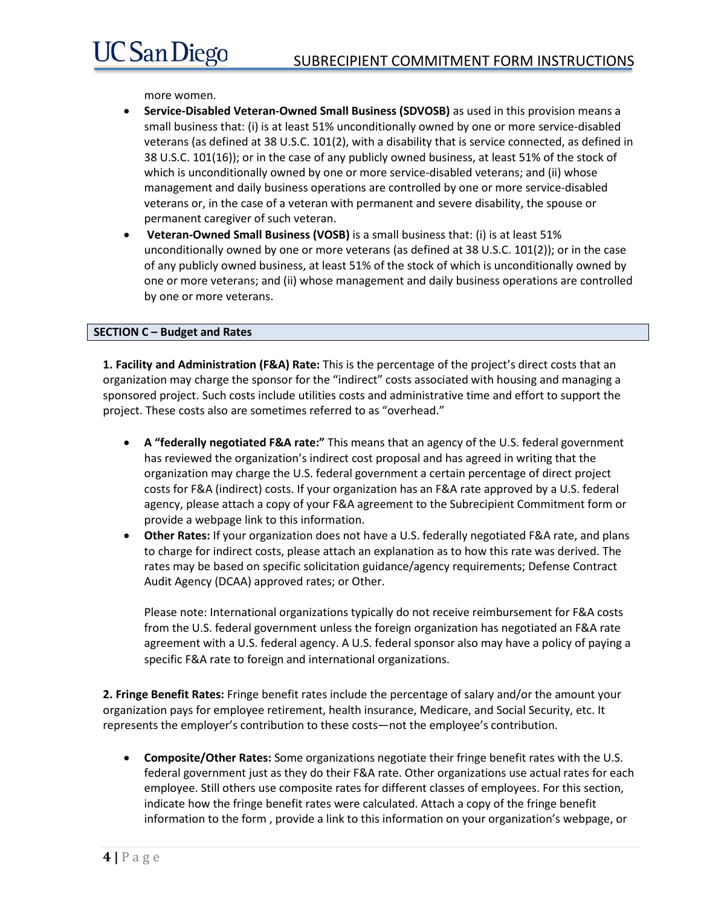more women.

- **Service-Disabled Veteran-Owned Small Business (SDVOSB)** as used in this provision means a small business that: (i) is at least 51% unconditionally owned by one or more service-disabled veterans (as defined at 38 U.S.C. 101(2), with a disability that is service connected, as defined in 38 U.S.C. 101(16)); or in the case of any publicly owned business, at least 51% of the stock of which is unconditionally owned by one or more service-disabled veterans; and (ii) whose management and daily business operations are controlled by one or more service-disabled veterans or, in the case of a veteran with permanent and severe disability, the spouse or permanent caregiver of such veteran.
- **Veteran-Owned Small Business (VOSB)** is a small business that: (i) is at least 51% unconditionally owned by one or more veterans (as defined at 38 U.S.C. 101(2)); or in the case of any publicly owned business, at least 51% of the stock of which is unconditionally owned by one or more veterans; and (ii) whose management and daily business operations are controlled by one or more veterans.

## SECTION C – Budget and Rates

**1. Facility and Administration (F&A) Rate:** This is the percentage of the project's direct costs that an organization may charge the sponsor for the "indirect" costs associated with housing and managing a sponsored project. Such costs include utilities costs and administrative time and effort to support the project. These costs also are sometimes referred to as "overhead."

- **A "federally negotiated F&A rate:"** This means that an agency of the U.S. federal government has reviewed the organization's indirect cost proposal and has agreed in writing that the organization may charge the U.S. federal government a certain percentage of direct project costs for F&A (indirect) costs. If your organization has an F&A rate approved by a U.S. federal agency, please attach a copy of your F&A agreement to the Subrecipient Commitment form or provide a webpage link to this information.
- **Other Rates:** If your organization does not have a U.S. federally negotiated F&A rate, and plans to charge for indirect costs, please attach an explanation as to how this rate was derived. The rates may be based on specific solicitation guidance/agency requirements; Defense Contract Audit Agency (DCAA) approved rates; or Other.

  Please note: International organizations typically do not receive reimbursement for F&A costs from the U.S. federal government unless the foreign organization has negotiated an F&A rate agreement with a U.S. federal agency. A U.S. federal sponsor also may have a policy of paying a specific F&A rate to foreign and international organizations.

**2. Fringe Benefit Rates:** Fringe benefit rates include the percentage of salary and/or the amount your organization pays for employee retirement, health insurance, Medicare, and Social Security, etc. It represents the employer's contribution to these costs—not the employee's contribution.

- **Composite/Other Rates:** Some organizations negotiate their fringe benefit rates with the U.S. federal government just as they do their F&A rate. Other organizations use actual rates for each employee. Still others use composite rates for different classes of employees. For this section, indicate how the fringe benefit rates were calculated. Attach a copy of the fringe benefit information to the form , provide a link to this information on your organization's webpage, or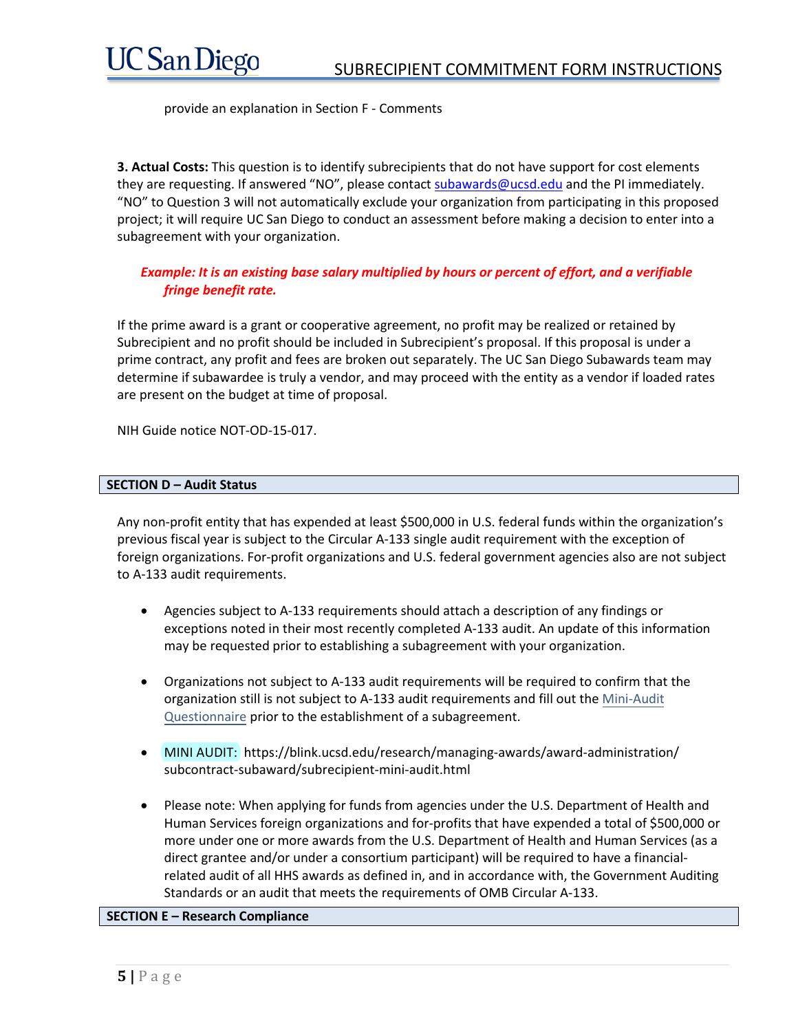provide an explanation in Section F - Comments

**3. Actual Costs:** This question is to identify subrecipients that do not have support for cost elements they are requesting. If answered "NO", please contact subawards@ucsd.edu and the PI immediately. "NO" to Question 3 will not automatically exclude your organization from participating in this proposed project; it will require UC San Diego to conduct an assessment before making a decision to enter into a subagreement with your organization.

***Example: It is an existing base salary multiplied by hours or percent of effort, and a verifiable fringe benefit rate.***

If the prime award is a grant or cooperative agreement, no profit may be realized or retained by Subrecipient and no profit should be included in Subrecipient's proposal. If this proposal is under a prime contract, any profit and fees are broken out separately. The UC San Diego Subawards team may determine if subawardee is truly a vendor, and may proceed with the entity as a vendor if loaded rates are present on the budget at time of proposal.

NIH Guide notice NOT-OD-15-017.

## SECTION D – Audit Status

Any non-profit entity that has expended at least $500,000 in U.S. federal funds within the organization's previous fiscal year is subject to the Circular A-133 single audit requirement with the exception of foreign organizations. For-profit organizations and U.S. federal government agencies also are not subject to A-133 audit requirements.

- Agencies subject to A-133 requirements should attach a description of any findings or exceptions noted in their most recently completed A-133 audit. An update of this information may be requested prior to establishing a subagreement with your organization.

- Organizations not subject to A-133 audit requirements will be required to confirm that the organization still is not subject to A-133 audit requirements and fill out the Mini-Audit Questionnaire prior to the establishment of a subagreement.

- MINI AUDIT: https://blink.ucsd.edu/research/managing-awards/award-administration/subcontract-subaward/subrecipient-mini-audit.html

- Please note: When applying for funds from agencies under the U.S. Department of Health and Human Services foreign organizations and for-profits that have expended a total of $500,000 or more under one or more awards from the U.S. Department of Health and Human Services (as a direct grantee and/or under a consortium participant) will be required to have a financial-related audit of all HHS awards as defined in, and in accordance with, the Government Auditing Standards or an audit that meets the requirements of OMB Circular A-133.

## SECTION E – Research Compliance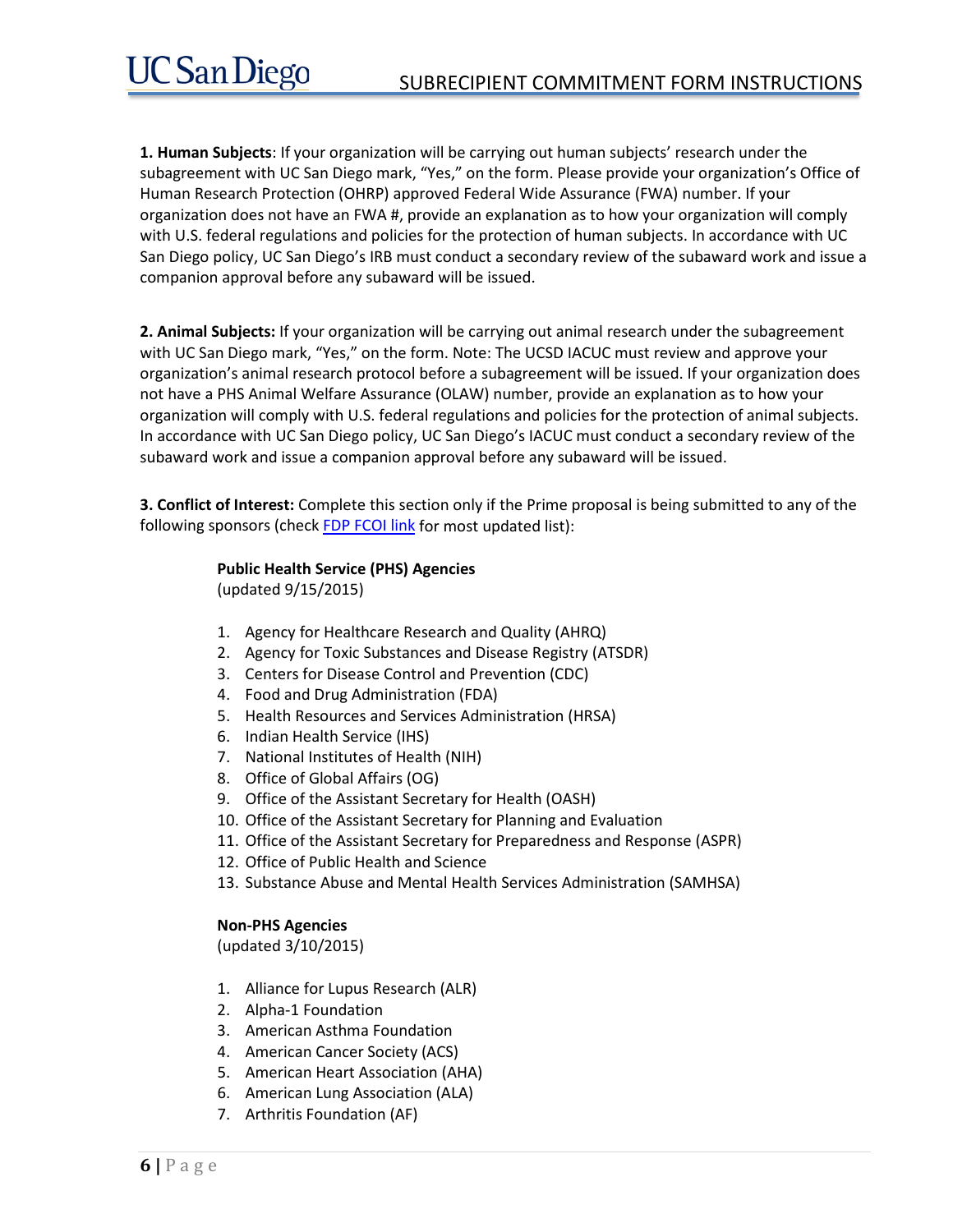**1. Human Subjects**: If your organization will be carrying out human subjects' research under the subagreement with UC San Diego mark, "Yes," on the form. Please provide your organization's Office of Human Research Protection (OHRP) approved Federal Wide Assurance (FWA) number. If your organization does not have an FWA #, provide an explanation as to how your organization will comply with U.S. federal regulations and policies for the protection of human subjects. In accordance with UC San Diego policy, UC San Diego's IRB must conduct a secondary review of the subaward work and issue a companion approval before any subaward will be issued.

**2. Animal Subjects:** If your organization will be carrying out animal research under the subagreement with UC San Diego mark, "Yes," on the form. Note: The UCSD IACUC must review and approve your organization's animal research protocol before a subagreement will be issued. If your organization does not have a PHS Animal Welfare Assurance (OLAW) number, provide an explanation as to how your organization will comply with U.S. federal regulations and policies for the protection of animal subjects. In accordance with UC San Diego policy, UC San Diego's IACUC must conduct a secondary review of the subaward work and issue a companion approval before any subaward will be issued.

**3. Conflict of Interest:** Complete this section only if the Prime proposal is being submitted to any of the following sponsors (check FDP FCOI link for most updated list):

**Public Health Service (PHS) Agencies**
(updated 9/15/2015)

1. Agency for Healthcare Research and Quality (AHRQ)
2. Agency for Toxic Substances and Disease Registry (ATSDR)
3. Centers for Disease Control and Prevention (CDC)
4. Food and Drug Administration (FDA)
5. Health Resources and Services Administration (HRSA)
6. Indian Health Service (IHS)
7. National Institutes of Health (NIH)
8. Office of Global Affairs (OG)
9. Office of the Assistant Secretary for Health (OASH)
10. Office of the Assistant Secretary for Planning and Evaluation
11. Office of the Assistant Secretary for Preparedness and Response (ASPR)
12. Office of Public Health and Science
13. Substance Abuse and Mental Health Services Administration (SAMHSA)

**Non-PHS Agencies**
(updated 3/10/2015)

1. Alliance for Lupus Research (ALR)
2. Alpha-1 Foundation
3. American Asthma Foundation
4. American Cancer Society (ACS)
5. American Heart Association (AHA)
6. American Lung Association (ALA)
7. Arthritis Foundation (AF)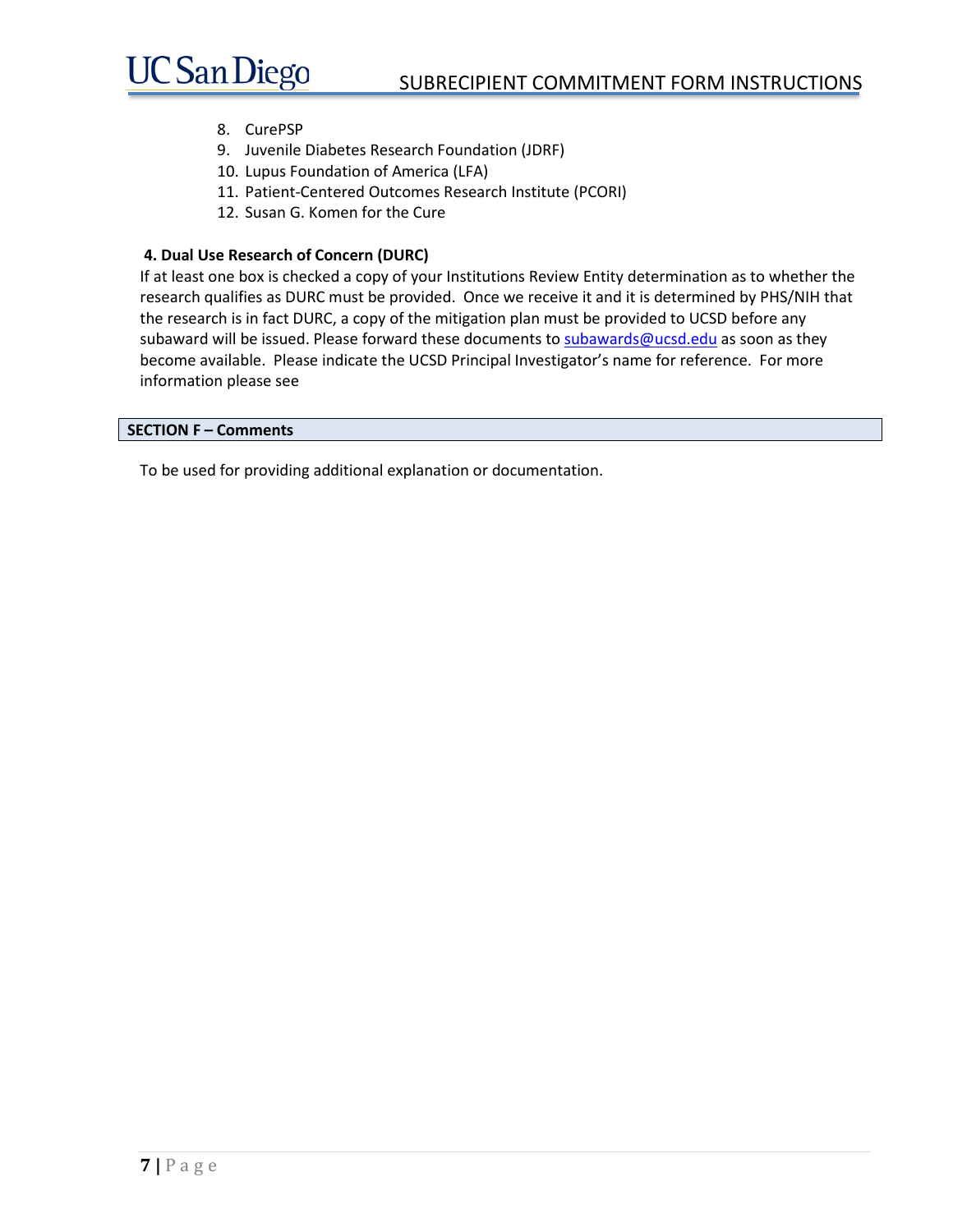8. CurePSP
9. Juvenile Diabetes Research Foundation (JDRF)
10. Lupus Foundation of America (LFA)
11. Patient-Centered Outcomes Research Institute (PCORI)
12. Susan G. Komen for the Cure

**4. Dual Use Research of Concern (DURC)**

If at least one box is checked a copy of your Institutions Review Entity determination as to whether the research qualifies as DURC must be provided. Once we receive it and it is determined by PHS/NIH that the research is in fact DURC, a copy of the mitigation plan must be provided to UCSD before any subaward will be issued. Please forward these documents to subawards@ucsd.edu as soon as they become available. Please indicate the UCSD Principal Investigator's name for reference. For more information please see

## SECTION F – Comments

To be used for providing additional explanation or documentation.